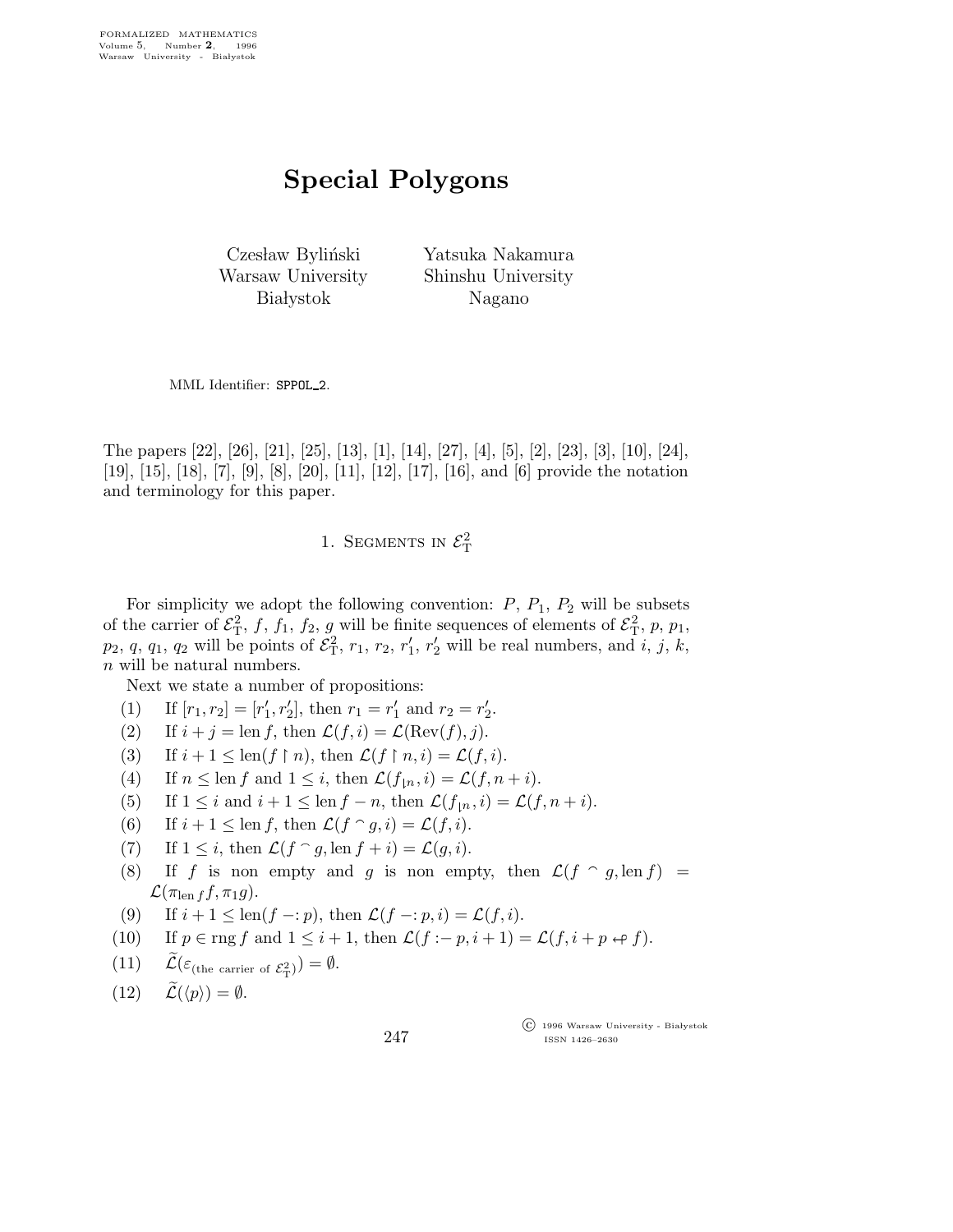# Special Polygons

Czesław Byliński
Warsaw University
Białystok

Yatsuka Nakamura
Shinshu University
Nagano

MML Identifier: SPPOL_2.

The papers [22], [26], [21], [25], [13], [1], [14], [27], [4], [5], [2], [23], [3], [10], [24], [19], [15], [18], [7], [9], [8], [20], [11], [12], [17], [16], and [6] provide the notation and terminology for this paper.

## 1. Segments in $\mathcal{E}^2_{\rm T}$

For simplicity we adopt the following convention: $P$, $P_1$, $P_2$ will be subsets of the carrier of $\mathcal{E}^2_{\rm T}$, $f$, $f_1$, $f_2$, $g$ will be finite sequences of elements of $\mathcal{E}^2_{\rm T}$, $p$, $p_1$, $p_2$, $q$, $q_1$, $q_2$ will be points of $\mathcal{E}^2_{\rm T}$, $r_1$, $r_2$, $r'_1$, $r'_2$ will be real numbers, and $i$, $j$, $k$, $n$ will be natural numbers.

Next we state a number of propositions:

(1) If $[r_1, r_2] = [r'_1, r'_2]$, then $r_1 = r'_1$ and $r_2 = r'_2$.

(2) If $i + j = \operatorname{len} f$, then $\mathcal{L}(f, i) = \mathcal{L}(\operatorname{Rev}(f), j)$.

(3) If $i + 1 \leq \operatorname{len}(f \upharpoonright n)$, then $\mathcal{L}(f \upharpoonright n, i) = \mathcal{L}(f, i)$.

(4) If $n \leq \operatorname{len} f$ and $1 \leq i$, then $\mathcal{L}(f_{\lfloor n}, i) = \mathcal{L}(f, n + i)$.

(5) If $1 \leq i$ and $i + 1 \leq \operatorname{len} f - n$, then $\mathcal{L}(f_{\lfloor n}, i) = \mathcal{L}(f, n + i)$.

(6) If $i + 1 \leq \operatorname{len} f$, then $\mathcal{L}(f \frown g, i) = \mathcal{L}(f, i)$.

(7) If $1 \leq i$, then $\mathcal{L}(f \frown g, \operatorname{len} f + i) = \mathcal{L}(g, i)$.

(8) If $f$ is non empty and $g$ is non empty, then $\mathcal{L}(f \frown g, \operatorname{len} f) = \mathcal{L}(\pi_{\operatorname{len} f} f, \pi_1 g)$.

(9) If $i + 1 \leq \operatorname{len}(f -: p)$, then $\mathcal{L}(f -: p, i) = \mathcal{L}(f, i)$.

(10) If $p \in \operatorname{rng} f$ and $1 \leq i + 1$, then $\mathcal{L}(f :- p, i + 1) = \mathcal{L}(f, i + p \leftarrow f)$.

(11) $\widetilde{\mathcal{L}}(\varepsilon_{(\text{the carrier of } \mathcal{E}^2_{\rm T})}) = \emptyset$.

(12) $\widetilde{\mathcal{L}}(\langle p \rangle) = \emptyset$.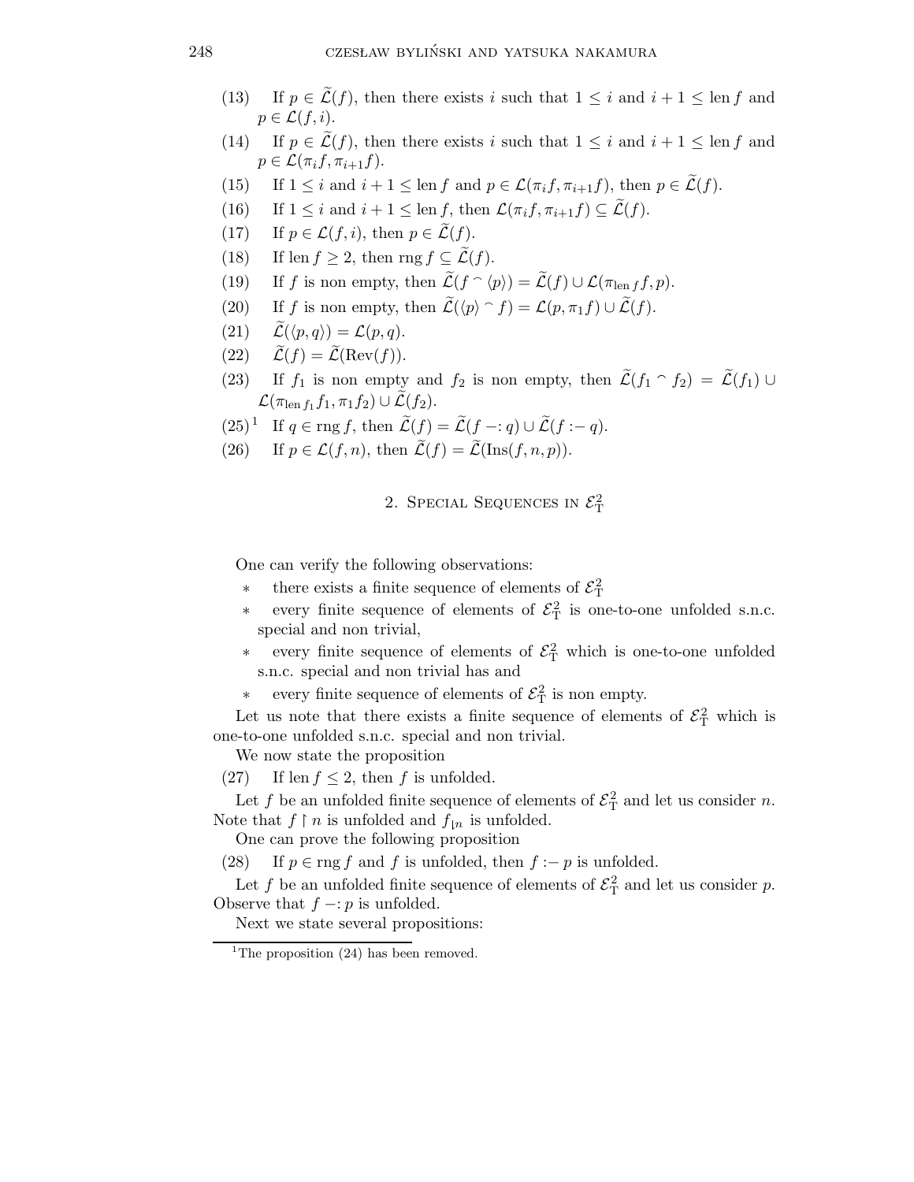(13) If $p \in \widetilde{\mathcal{L}}(f)$, then there exists $i$ such that $1 \leq i$ and $i+1 \leq \operatorname{len} f$ and $p \in \mathcal{L}(f, i)$.

(14) If $p \in \widetilde{\mathcal{L}}(f)$, then there exists $i$ such that $1 \leq i$ and $i+1 \leq \operatorname{len} f$ and $p \in \mathcal{L}(\pi_i f, \pi_{i+1} f)$.

(15) If $1 \leq i$ and $i+1 \leq \operatorname{len} f$ and $p \in \mathcal{L}(\pi_i f, \pi_{i+1} f)$, then $p \in \widetilde{\mathcal{L}}(f)$.

(16) If $1 \leq i$ and $i+1 \leq \operatorname{len} f$, then $\mathcal{L}(\pi_i f, \pi_{i+1} f) \subseteq \widetilde{\mathcal{L}}(f)$.

(17) If $p \in \mathcal{L}(f, i)$, then $p \in \widetilde{\mathcal{L}}(f)$.

(18) If $\operatorname{len} f \geq 2$, then $\operatorname{rng} f \subseteq \widetilde{\mathcal{L}}(f)$.

(19) If $f$ is non empty, then $\widetilde{\mathcal{L}}(f \frown \langle p \rangle) = \widetilde{\mathcal{L}}(f) \cup \mathcal{L}(\pi_{\operatorname{len} f} f, p)$.

(20) If $f$ is non empty, then $\widetilde{\mathcal{L}}(\langle p \rangle \frown f) = \mathcal{L}(p, \pi_1 f) \cup \widetilde{\mathcal{L}}(f)$.

(21) $\widetilde{\mathcal{L}}(\langle p, q \rangle) = \mathcal{L}(p, q)$.

(22) $\widetilde{\mathcal{L}}(f) = \widetilde{\mathcal{L}}(\operatorname{Rev}(f))$.

(23) If $f_1$ is non empty and $f_2$ is non empty, then $\widetilde{\mathcal{L}}(f_1 \frown f_2) = \widetilde{\mathcal{L}}(f_1) \cup \mathcal{L}(\pi_{\operatorname{len} f_1} f_1, \pi_1 f_2) \cup \widetilde{\mathcal{L}}(f_2)$.

(25)[1] If $q \in \operatorname{rng} f$, then $\widetilde{\mathcal{L}}(f) = \widetilde{\mathcal{L}}(f -: q) \cup \widetilde{\mathcal{L}}(f :- q)$.

(26) If $p \in \mathcal{L}(f, n)$, then $\widetilde{\mathcal{L}}(f) = \widetilde{\mathcal{L}}(\operatorname{Ins}(f, n, p))$.

## 2. Special Sequences in $\mathcal{E}^2_{\mathrm{T}}$

One can verify the following observations:

* there exists a finite sequence of elements of $\mathcal{E}^2_{\mathrm{T}}$
* every finite sequence of elements of $\mathcal{E}^2_{\mathrm{T}}$ is one-to-one unfolded s.n.c. special and non trivial,
* every finite sequence of elements of $\mathcal{E}^2_{\mathrm{T}}$ which is one-to-one unfolded s.n.c. special and non trivial has and
* every finite sequence of elements of $\mathcal{E}^2_{\mathrm{T}}$ is non empty.

Let us note that there exists a finite sequence of elements of $\mathcal{E}^2_{\mathrm{T}}$ which is one-to-one unfolded s.n.c. special and non trivial.

We now state the proposition

(27) If $\operatorname{len} f \leq 2$, then $f$ is unfolded.

Let $f$ be an unfolded finite sequence of elements of $\mathcal{E}^2_{\mathrm{T}}$ and let us consider $n$. Note that $f \restriction n$ is unfolded and $f_{\downharpoonleft n}$ is unfolded.

One can prove the following proposition

(28) If $p \in \operatorname{rng} f$ and $f$ is unfolded, then $f :- p$ is unfolded.

Let $f$ be an unfolded finite sequence of elements of $\mathcal{E}^2_{\mathrm{T}}$ and let us consider $p$. Observe that $f -: p$ is unfolded.

Next we state several propositions:

[1]The proposition (24) has been removed.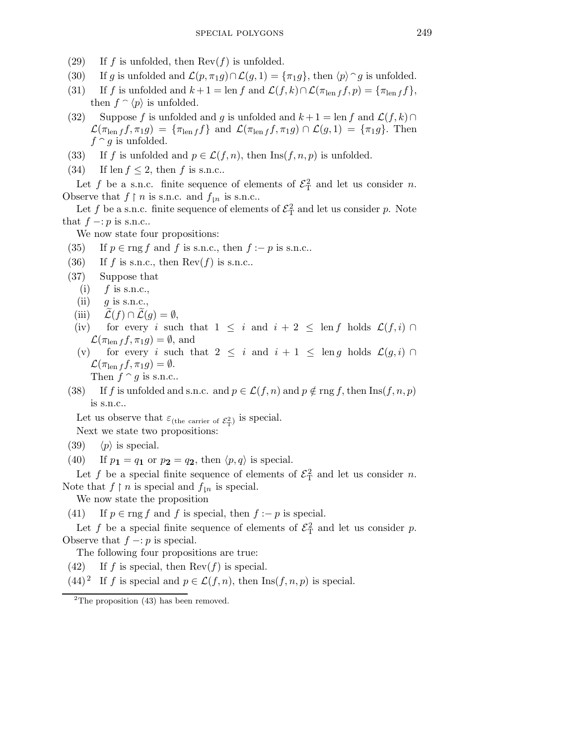(29) If $f$ is unfolded, then $\mathrm{Rev}(f)$ is unfolded.

(30) If $g$ is unfolded and $\mathcal{L}(p, \pi_1 g) \cap \mathcal{L}(g, 1) = \{\pi_1 g\}$, then $\langle p \rangle ^\frown g$ is unfolded.

(31) If $f$ is unfolded and $k+1 = \mathrm{len}\, f$ and $\mathcal{L}(f, k) \cap \mathcal{L}(\pi_{\mathrm{len}\, f} f, p) = \{\pi_{\mathrm{len}\, f} f\}$, then $f ^\frown \langle p \rangle$ is unfolded.

(32) Suppose $f$ is unfolded and $g$ is unfolded and $k+1 = \mathrm{len}\, f$ and $\mathcal{L}(f, k) \cap \mathcal{L}(\pi_{\mathrm{len}\, f} f, \pi_1 g) = \{\pi_{\mathrm{len}\, f} f\}$ and $\mathcal{L}(\pi_{\mathrm{len}\, f} f, \pi_1 g) \cap \mathcal{L}(g, 1) = \{\pi_1 g\}$. Then $f ^\frown g$ is unfolded.

(33) If $f$ is unfolded and $p \in \mathcal{L}(f, n)$, then $\mathrm{Ins}(f, n, p)$ is unfolded.

(34) If $\mathrm{len}\, f \leq 2$, then $f$ is s.n.c..

Let $f$ be a s.n.c. finite sequence of elements of $\mathcal{E}^2_{\mathrm{T}}$ and let us consider $n$. Observe that $f \restriction n$ is s.n.c. and $f_{\lfloor n}$ is s.n.c..

Let $f$ be a s.n.c. finite sequence of elements of $\mathcal{E}^2_{\mathrm{T}}$ and let us consider $p$. Note that $f -\!: p$ is s.n.c..

We now state four propositions:

(35) If $p \in \mathrm{rng}\, f$ and $f$ is s.n.c., then $f :\!- p$ is s.n.c..

(36) If $f$ is s.n.c., then $\mathrm{Rev}(f)$ is s.n.c..

(37) Suppose that

- (i) $f$ is s.n.c.,
- (ii) $g$ is s.n.c.,
- (iii) $\widetilde{\mathcal{L}}(f) \cap \widetilde{\mathcal{L}}(g) = \emptyset$,
- (iv) for every $i$ such that $1 \leq i$ and $i+2 \leq \mathrm{len}\, f$ holds $\mathcal{L}(f, i) \cap \mathcal{L}(\pi_{\mathrm{len}\, f} f, \pi_1 g) = \emptyset$, and
- (v) for every $i$ such that $2 \leq i$ and $i+1 \leq \mathrm{len}\, g$ holds $\mathcal{L}(g, i) \cap \mathcal{L}(\pi_{\mathrm{len}\, f} f, \pi_1 g) = \emptyset$.

Then $f ^\frown g$ is s.n.c..

(38) If $f$ is unfolded and s.n.c. and $p \in \mathcal{L}(f, n)$ and $p \notin \mathrm{rng}\, f$, then $\mathrm{Ins}(f, n, p)$ is s.n.c..

Let us observe that $\varepsilon_{(\text{the carrier of } \mathcal{E}^2_{\mathrm{T}})}$ is special.

Next we state two propositions:

(39) $\langle p \rangle$ is special.

(40) If $p_{\mathbf{1}} = q_{\mathbf{1}}$ or $p_{\mathbf{2}} = q_{\mathbf{2}}$, then $\langle p, q \rangle$ is special.

Let $f$ be a special finite sequence of elements of $\mathcal{E}^2_{\mathrm{T}}$ and let us consider $n$. Note that $f \restriction n$ is special and $f_{\lfloor n}$ is special.

We now state the proposition

(41) If $p \in \mathrm{rng}\, f$ and $f$ is special, then $f :\!- p$ is special.

Let $f$ be a special finite sequence of elements of $\mathcal{E}^2_{\mathrm{T}}$ and let us consider $p$. Observe that $f -\!: p$ is special.

The following four propositions are true:

(42) If $f$ is special, then $\mathrm{Rev}(f)$ is special.

(44)[2] If $f$ is special and $p \in \mathcal{L}(f, n)$, then $\mathrm{Ins}(f, n, p)$ is special.

[2]The proposition (43) has been removed.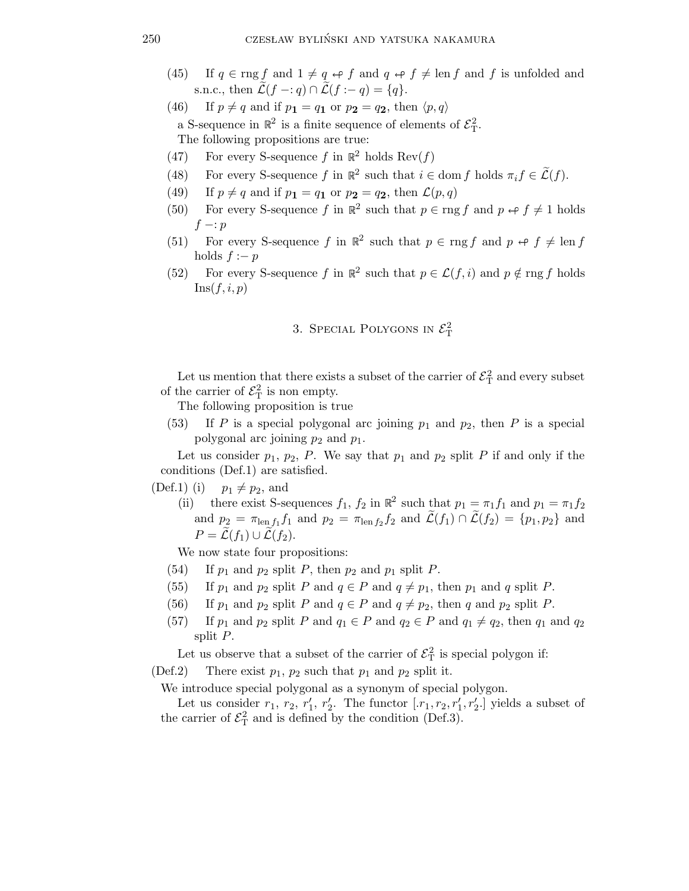(45) If $q \in \operatorname{rng} f$ and $1 \neq q \leftrightarrow f$ and $q \leftrightarrow f \neq \operatorname{len} f$ and $f$ is unfolded and s.n.c., then $\widetilde{\mathcal{L}}(f -: q) \cap \widetilde{\mathcal{L}}(f :- q) = \{q\}$.

(46) If $p \neq q$ and if $p_{\mathbf{1}} = q_{\mathbf{1}}$ or $p_{\mathbf{2}} = q_{\mathbf{2}}$, then $\langle p, q \rangle$

a S-sequence in $\mathbb{R}^2$ is a finite sequence of elements of $\mathcal{E}^2_{\mathrm{T}}$.

The following propositions are true:

(47) For every S-sequence $f$ in $\mathbb{R}^2$ holds $\operatorname{Rev}(f)$

(48) For every S-sequence $f$ in $\mathbb{R}^2$ such that $i \in \operatorname{dom} f$ holds $\pi_i f \in \widetilde{\mathcal{L}}(f)$.

(49) If $p \neq q$ and if $p_{\mathbf{1}} = q_{\mathbf{1}}$ or $p_{\mathbf{2}} = q_{\mathbf{2}}$, then $\mathcal{L}(p, q)$

(50) For every S-sequence $f$ in $\mathbb{R}^2$ such that $p \in \operatorname{rng} f$ and $p \leftrightarrow f \neq 1$ holds $f -: p$

(51) For every S-sequence $f$ in $\mathbb{R}^2$ such that $p \in \operatorname{rng} f$ and $p \leftrightarrow f \neq \operatorname{len} f$ holds $f :- p$

(52) For every S-sequence $f$ in $\mathbb{R}^2$ such that $p \in \mathcal{L}(f, i)$ and $p \notin \operatorname{rng} f$ holds $\operatorname{Ins}(f, i, p)$

## 3. Special Polygons in $\mathcal{E}^2_{\mathrm{T}}$

Let us mention that there exists a subset of the carrier of $\mathcal{E}^2_{\mathrm{T}}$ and every subset of the carrier of $\mathcal{E}^2_{\mathrm{T}}$ is non empty.

The following proposition is true

(53) If $P$ is a special polygonal arc joining $p_1$ and $p_2$, then $P$ is a special polygonal arc joining $p_2$ and $p_1$.

Let us consider $p_1$, $p_2$, $P$. We say that $p_1$ and $p_2$ split $P$ if and only if the conditions (Def.1) are satisfied.

(Def.1) (i) $p_1 \neq p_2$, and

(ii) there exist S-sequences $f_1$, $f_2$ in $\mathbb{R}^2$ such that $p_1 = \pi_1 f_1$ and $p_1 = \pi_1 f_2$ and $p_2 = \pi_{\operatorname{len} f_1} f_1$ and $p_2 = \pi_{\operatorname{len} f_2} f_2$ and $\widetilde{\mathcal{L}}(f_1) \cap \widetilde{\mathcal{L}}(f_2) = \{p_1, p_2\}$ and $P = \widetilde{\mathcal{L}}(f_1) \cup \widetilde{\mathcal{L}}(f_2)$.

We now state four propositions:

(54) If $p_1$ and $p_2$ split $P$, then $p_2$ and $p_1$ split $P$.

(55) If $p_1$ and $p_2$ split $P$ and $q \in P$ and $q \neq p_1$, then $p_1$ and $q$ split $P$.

(56) If $p_1$ and $p_2$ split $P$ and $q \in P$ and $q \neq p_2$, then $q$ and $p_2$ split $P$.

(57) If $p_1$ and $p_2$ split $P$ and $q_1 \in P$ and $q_2 \in P$ and $q_1 \neq q_2$, then $q_1$ and $q_2$ split $P$.

Let us observe that a subset of the carrier of $\mathcal{E}^2_{\mathrm{T}}$ is special polygon if:

(Def.2) There exist $p_1$, $p_2$ such that $p_1$ and $p_2$ split it.

We introduce special polygonal as a synonym of special polygon.

Let us consider $r_1$, $r_2$, $r'_1$, $r'_2$. The functor $[.r_1, r_2, r'_1, r'_2.]$ yields a subset of the carrier of $\mathcal{E}^2_{\mathrm{T}}$ and is defined by the condition (Def.3).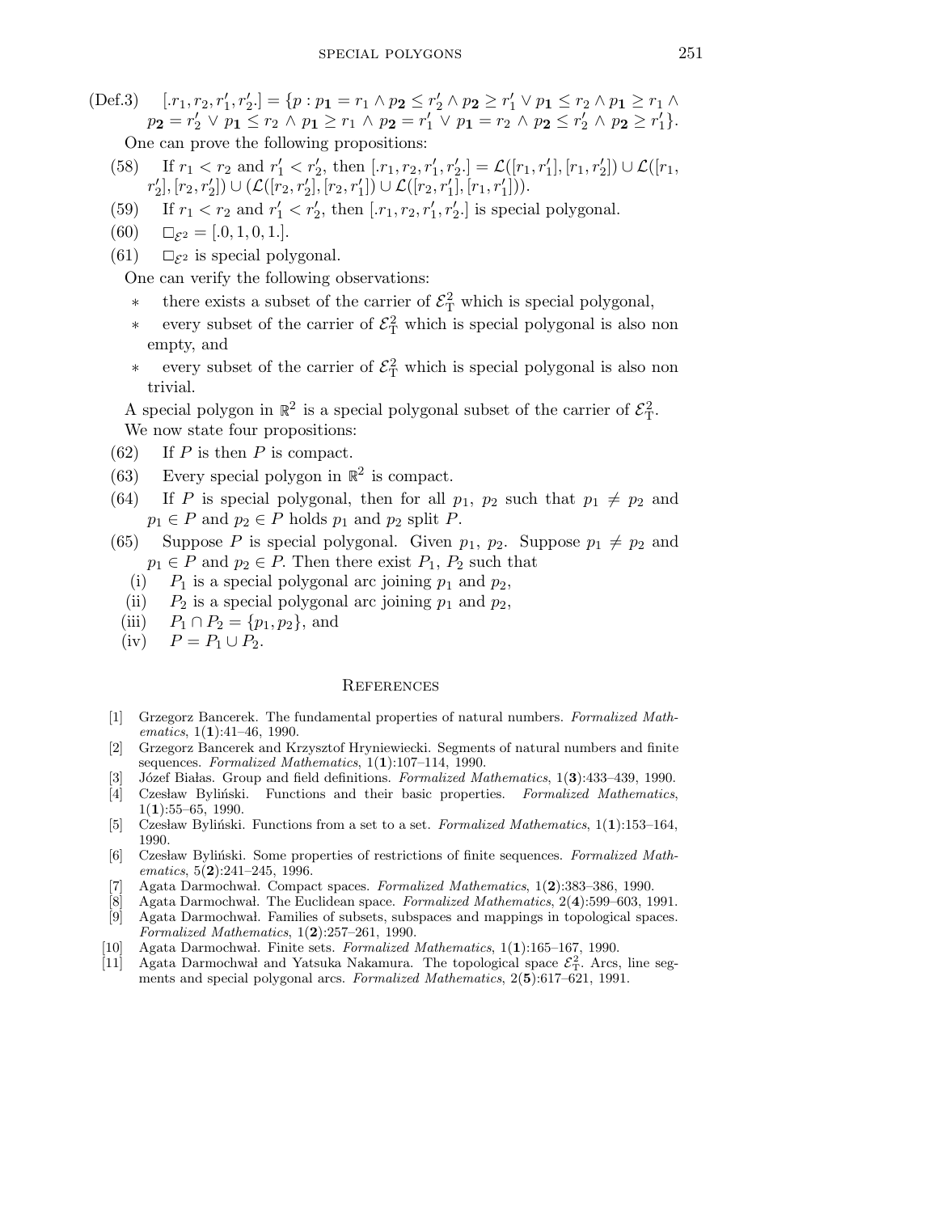(Def.3) $[.r_1, r_2, r'_1, r'_2.] = \{p : p_{\mathbf{1}} = r_1 \wedge p_{\mathbf{2}} \le r'_2 \wedge p_{\mathbf{2}} \ge r'_1 \vee p_{\mathbf{1}} \le r_2 \wedge p_{\mathbf{1}} \ge r_1 \wedge p_{\mathbf{2}} = r'_2 \vee p_{\mathbf{1}} \le r_2 \wedge p_{\mathbf{1}} \ge r_1 \wedge p_{\mathbf{2}} = r'_1 \vee p_{\mathbf{1}} = r_2 \wedge p_{\mathbf{2}} \le r'_2 \wedge p_{\mathbf{2}} \ge r'_1\}$.

One can prove the following propositions:

(58) If $r_1 < r_2$ and $r'_1 < r'_2$, then $[.r_1, r_2, r'_1, r'_2.] = \mathcal{L}([r_1, r'_1], [r_1, r'_2]) \cup \mathcal{L}([r_1, r'_2], [r_2, r'_2]) \cup (\mathcal{L}([r_2, r'_2], [r_2, r'_1]) \cup \mathcal{L}([r_2, r'_1], [r_1, r'_1]))$.

(59) If $r_1 < r_2$ and $r'_1 < r'_2$, then $[.r_1, r_2, r'_1, r'_2.]$ is special polygonal.

(60) $\square_{\mathcal{E}^2} = [.0, 1, 0, 1.]$.

(61) $\square_{\mathcal{E}^2}$ is special polygonal.

One can verify the following observations:

* there exists a subset of the carrier of $\mathcal{E}^2_{\mathrm{T}}$ which is special polygonal,
* every subset of the carrier of $\mathcal{E}^2_{\mathrm{T}}$ which is special polygonal is also non empty, and
* every subset of the carrier of $\mathcal{E}^2_{\mathrm{T}}$ which is special polygonal is also non trivial.

A special polygon in $\mathbb{R}^2$ is a special polygonal subset of the carrier of $\mathcal{E}^2_{\mathrm{T}}$.

We now state four propositions:

(62) If $P$ is then $P$ is compact.

(63) Every special polygon in $\mathbb{R}^2$ is compact.

(64) If $P$ is special polygonal, then for all $p_1$, $p_2$ such that $p_1 \neq p_2$ and $p_1 \in P$ and $p_2 \in P$ holds $p_1$ and $p_2$ split $P$.

(65) Suppose $P$ is special polygonal. Given $p_1$, $p_2$. Suppose $p_1 \neq p_2$ and $p_1 \in P$ and $p_2 \in P$. Then there exist $P_1$, $P_2$ such that

(i) $P_1$ is a special polygonal arc joining $p_1$ and $p_2$,

(ii) $P_2$ is a special polygonal arc joining $p_1$ and $p_2$,

(iii) $P_1 \cap P_2 = \{p_1, p_2\}$, and

(iv) $P = P_1 \cup P_2$.

## References

[1] Grzegorz Bancerek. The fundamental properties of natural numbers. *Formalized Mathematics*, 1(**1**):41–46, 1990.

[2] Grzegorz Bancerek and Krzysztof Hryniewiecki. Segments of natural numbers and finite sequences. *Formalized Mathematics*, 1(**1**):107–114, 1990.

[3] Józef Białas. Group and field definitions. *Formalized Mathematics*, 1(**3**):433–439, 1990.

[4] Czesław Byliński. Functions and their basic properties. *Formalized Mathematics*, 1(**1**):55–65, 1990.

[5] Czesław Byliński. Functions from a set to a set. *Formalized Mathematics*, 1(**1**):153–164, 1990.

[6] Czesław Byliński. Some properties of restrictions of finite sequences. *Formalized Mathematics*, 5(**2**):241–245, 1996.

[7] Agata Darmochwał. Compact spaces. *Formalized Mathematics*, 1(**2**):383–386, 1990.

[8] Agata Darmochwał. The Euclidean space. *Formalized Mathematics*, 2(**4**):599–603, 1991.

[9] Agata Darmochwał. Families of subsets, subspaces and mappings in topological spaces. *Formalized Mathematics*, 1(**2**):257–261, 1990.

[10] Agata Darmochwał. Finite sets. *Formalized Mathematics*, 1(**1**):165–167, 1990.

[11] Agata Darmochwał and Yatsuka Nakamura. The topological space $\mathcal{E}^2_{\mathrm{T}}$. Arcs, line segments and special polygonal arcs. *Formalized Mathematics*, 2(**5**):617–621, 1991.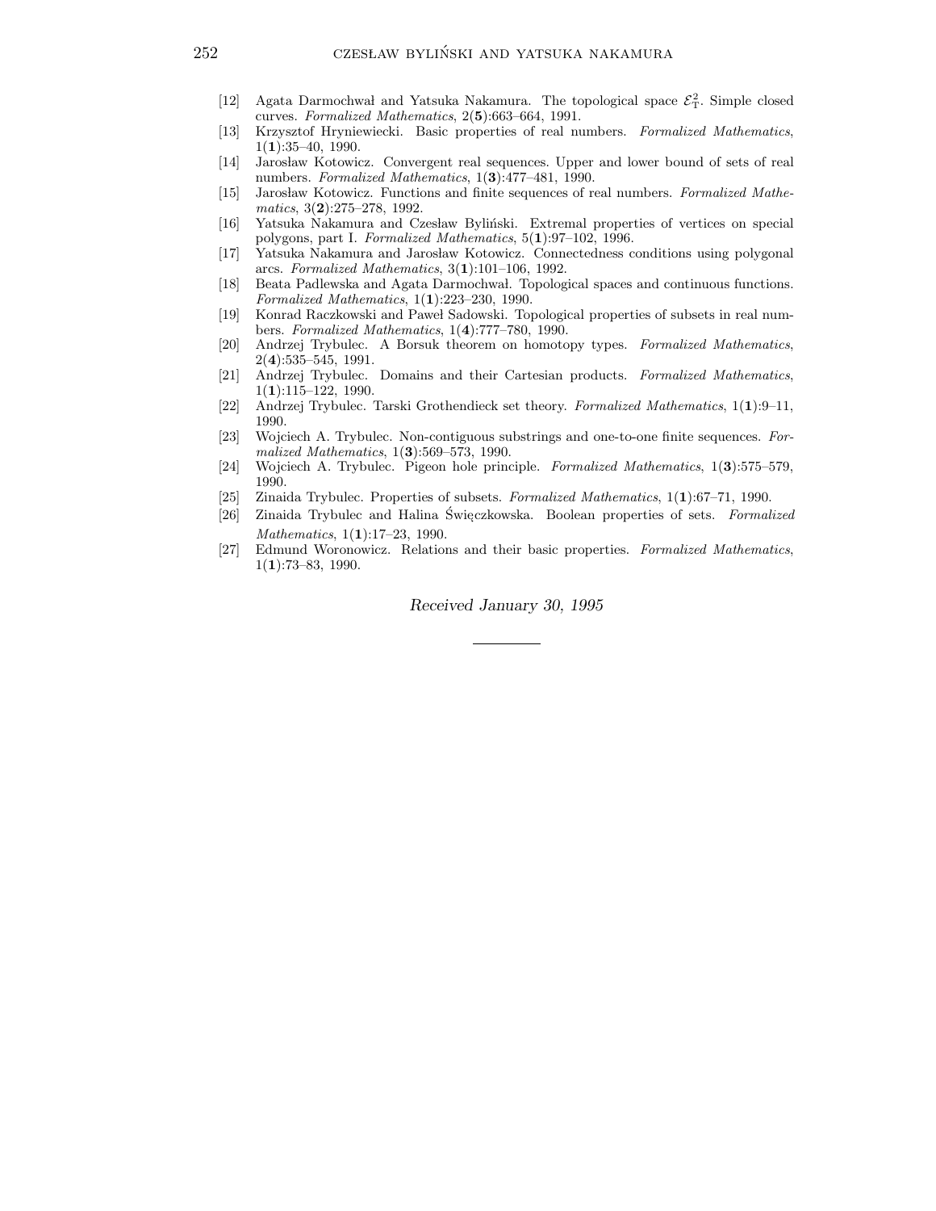[12] Agata Darmochwał and Yatsuka Nakamura. The topological space $\mathcal{E}^2_{\rm T}$. Simple closed curves. *Formalized Mathematics*, 2(**5**):663–664, 1991.

[13] Krzysztof Hryniewiecki. Basic properties of real numbers. *Formalized Mathematics*, 1(**1**):35–40, 1990.

[14] Jarosław Kotowicz. Convergent real sequences. Upper and lower bound of sets of real numbers. *Formalized Mathematics*, 1(**3**):477–481, 1990.

[15] Jarosław Kotowicz. Functions and finite sequences of real numbers. *Formalized Mathematics*, 3(**2**):275–278, 1992.

[16] Yatsuka Nakamura and Czesław Byliński. Extremal properties of vertices on special polygons, part I. *Formalized Mathematics*, 5(**1**):97–102, 1996.

[17] Yatsuka Nakamura and Jarosław Kotowicz. Connectedness conditions using polygonal arcs. *Formalized Mathematics*, 3(**1**):101–106, 1992.

[18] Beata Padlewska and Agata Darmochwał. Topological spaces and continuous functions. *Formalized Mathematics*, 1(**1**):223–230, 1990.

[19] Konrad Raczkowski and Paweł Sadowski. Topological properties of subsets in real numbers. *Formalized Mathematics*, 1(**4**):777–780, 1990.

[20] Andrzej Trybulec. A Borsuk theorem on homotopy types. *Formalized Mathematics*, 2(**4**):535–545, 1991.

[21] Andrzej Trybulec. Domains and their Cartesian products. *Formalized Mathematics*, 1(**1**):115–122, 1990.

[22] Andrzej Trybulec. Tarski Grothendieck set theory. *Formalized Mathematics*, 1(**1**):9–11, 1990.

[23] Wojciech A. Trybulec. Non-contiguous substrings and one-to-one finite sequences. *Formalized Mathematics*, 1(**3**):569–573, 1990.

[24] Wojciech A. Trybulec. Pigeon hole principle. *Formalized Mathematics*, 1(**3**):575–579, 1990.

[25] Zinaida Trybulec. Properties of subsets. *Formalized Mathematics*, 1(**1**):67–71, 1990.

[26] Zinaida Trybulec and Halina Święczkowska. Boolean properties of sets. *Formalized Mathematics*, 1(**1**):17–23, 1990.

[27] Edmund Woronowicz. Relations and their basic properties. *Formalized Mathematics*, 1(**1**):73–83, 1990.

*Received January 30, 1995*